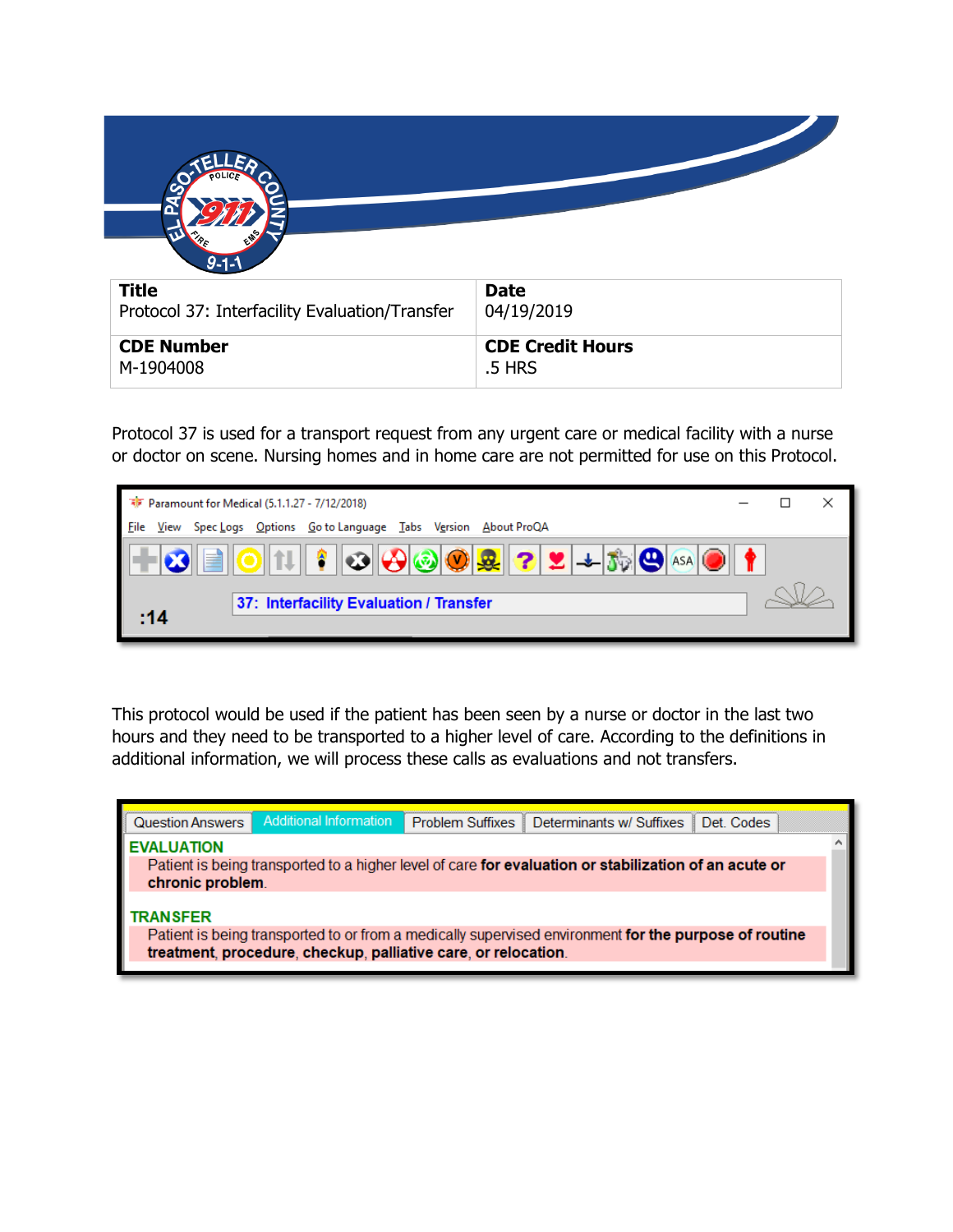| **Title**<br>Protocol 37: Interfacility Evaluation/Transfer | **Date**<br>04/19/2019 |
| --- | --- |
| **CDE Number**<br>M-1904008 | **CDE Credit Hours**<br>.5 HRS |

Protocol 37 is used for a transport request from any urgent care or medical facility with a nurse or doctor on scene. Nursing homes and in home care are not permitted for use on this Protocol.

This protocol would be used if the patient has been seen by a nurse or doctor in the last two hours and they need to be transported to a higher level of care. According to the definitions in additional information, we will process these calls as evaluations and not transfers.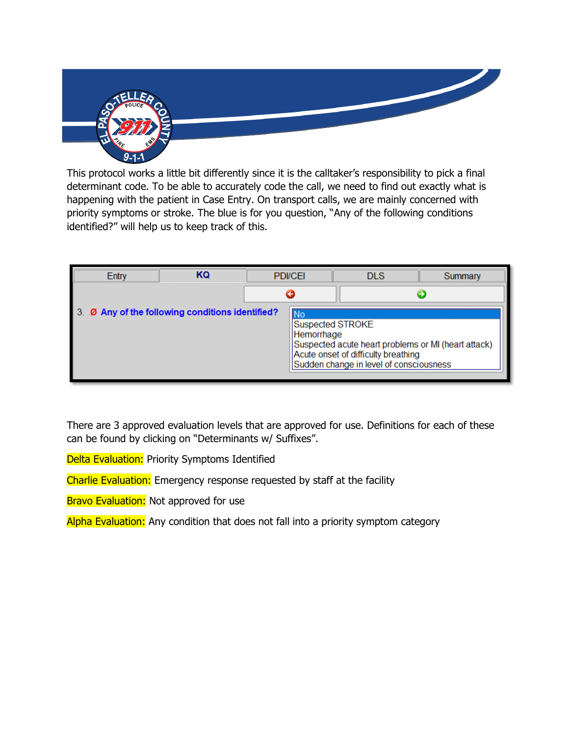This protocol works a little bit differently since it is the calltaker's responsibility to pick a final determinant code. To be able to accurately code the call, we need to find out exactly what is happening with the patient in Case Entry. On transport calls, we are mainly concerned with priority symptoms or stroke. The blue is for you question, "Any of the following conditions identified?" will help us to keep track of this.

| Entry | KQ | PDI/CEI | DLS | Summary |
|---|---|---|---|---|

3. Ø **Any of the following conditions identified?**

- No
- Suspected STROKE
- Hemorrhage
- Suspected acute heart problems or MI (heart attack)
- Acute onset of difficulty breathing
- Sudden change in level of consciousness

There are 3 approved evaluation levels that are approved for use. Definitions for each of these can be found by clicking on "Determinants w/ Suffixes".

Delta Evaluation: Priority Symptoms Identified

Charlie Evaluation: Emergency response requested by staff at the facility

Bravo Evaluation: Not approved for use

Alpha Evaluation: Any condition that does not fall into a priority symptom category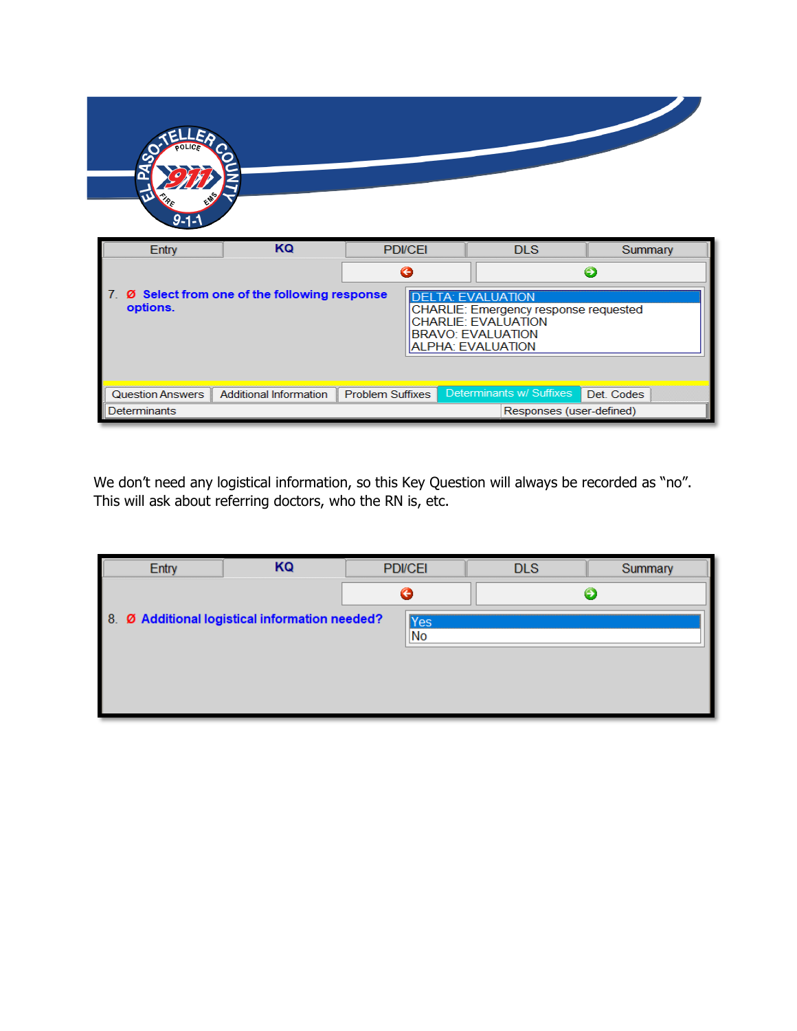| Entry | KQ | PDI/CEI | DLS | Summary |
|---|---|---|---|---|

7. Ø **Select from one of the following response options.**

- DELTA: EVALUATION
- CHARLIE: Emergency response requested
- CHARLIE: EVALUATION
- BRAVO: EVALUATION
- ALPHA: EVALUATION

| Question Answers | Additional Information | Problem Suffixes | Determinants w/ Suffixes | Det. Codes |
|---|---|---|---|---|

| Determinants | Responses (user-defined) |
|---|---|

We don't need any logistical information, so this Key Question will always be recorded as "no". This will ask about referring doctors, who the RN is, etc.

| Entry | KQ | PDI/CEI | DLS | Summary |
|---|---|---|---|---|

8. Ø **Additional logistical information needed?**

- Yes
- No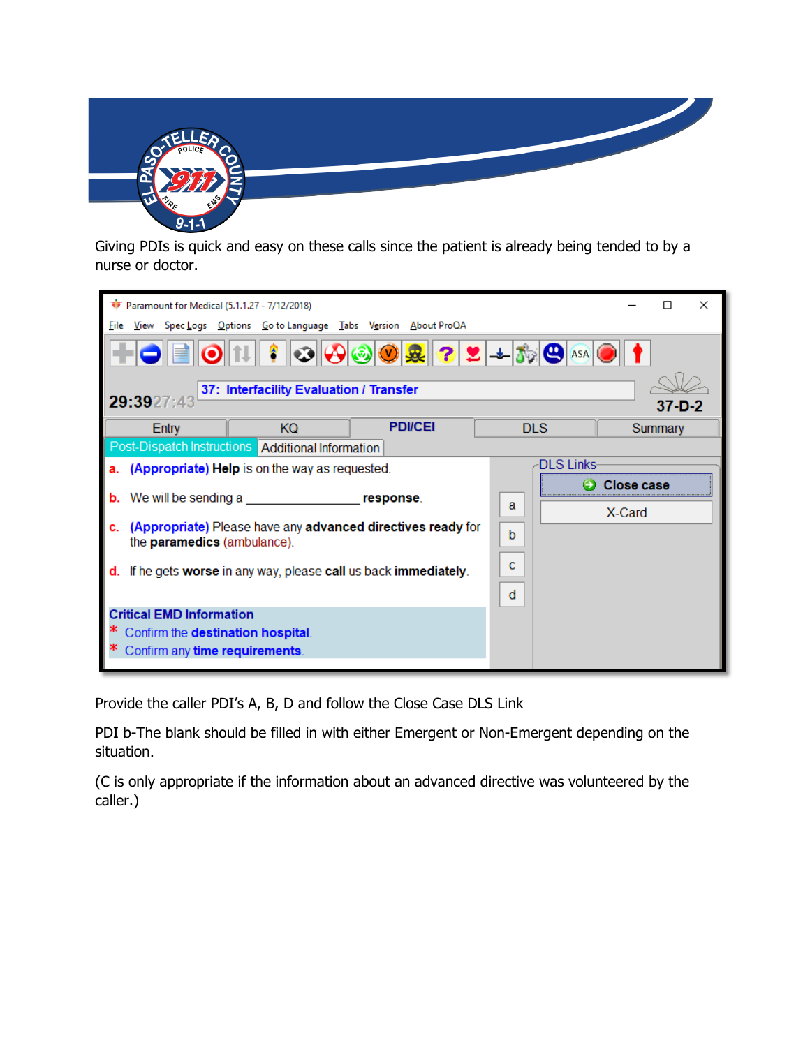Giving PDIs is quick and easy on these calls since the patient is already being tended to by a nurse or doctor.

Paramount for Medical (5.1.1.27 - 7/12/2018)

File View Spec Logs Options Go to Language Tabs Version About ProQA

29:39 27:43

37: Interfacility Evaluation / Transfer

37-D-2

Entry | KQ | PDI/CEI | DLS | Summary

Post-Dispatch Instructions | Additional Information

a. (Appropriate) Help is on the way as requested.

b. We will be sending a ________________ response.

c. (Appropriate) Please have any advanced directives ready for the paramedics (ambulance).

d. If he gets worse in any way, please call us back immediately.

Critical EMD Information

* Confirm the destination hospital.

* Confirm any time requirements.

DLS Links

Close case

X-Card

Provide the caller PDI's A, B, D and follow the Close Case DLS Link

PDI b-The blank should be filled in with either Emergent or Non-Emergent depending on the situation.

(C is only appropriate if the information about an advanced directive was volunteered by the caller.)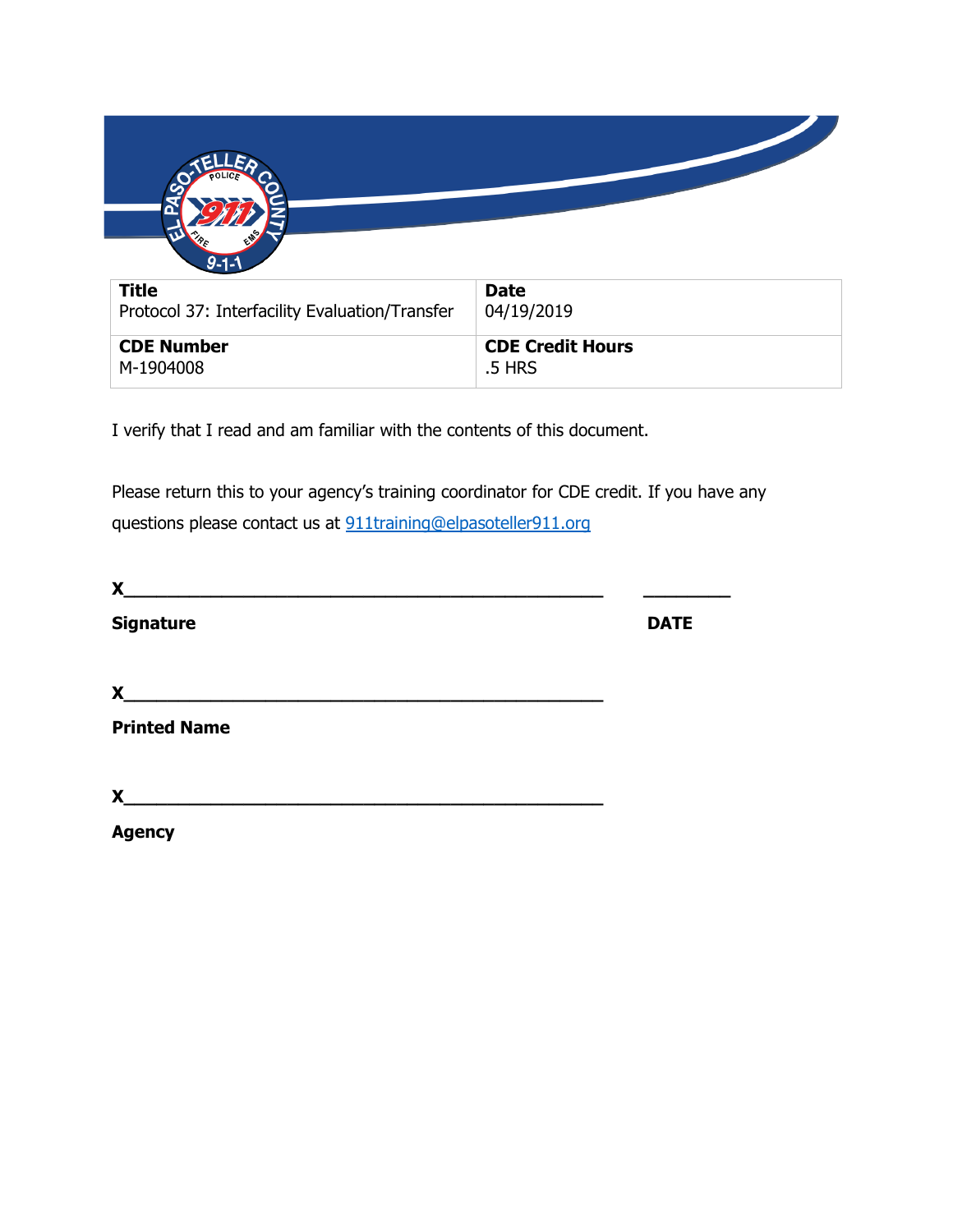| | |
|---|---|
| **Title**<br>Protocol 37: Interfacility Evaluation/Transfer | **Date**<br>04/19/2019 |
| **CDE Number**<br>M-1904008 | **CDE Credit Hours**<br>.5 HRS |

I verify that I read and am familiar with the contents of this document.

Please return this to your agency's training coordinator for CDE credit. If you have any questions please contact us at 911training@elpasoteller911.org

**X**_______________________________________________ ________

**Signature** **DATE**

**X**_______________________________________________

**Printed Name**

**X**_______________________________________________

**Agency**